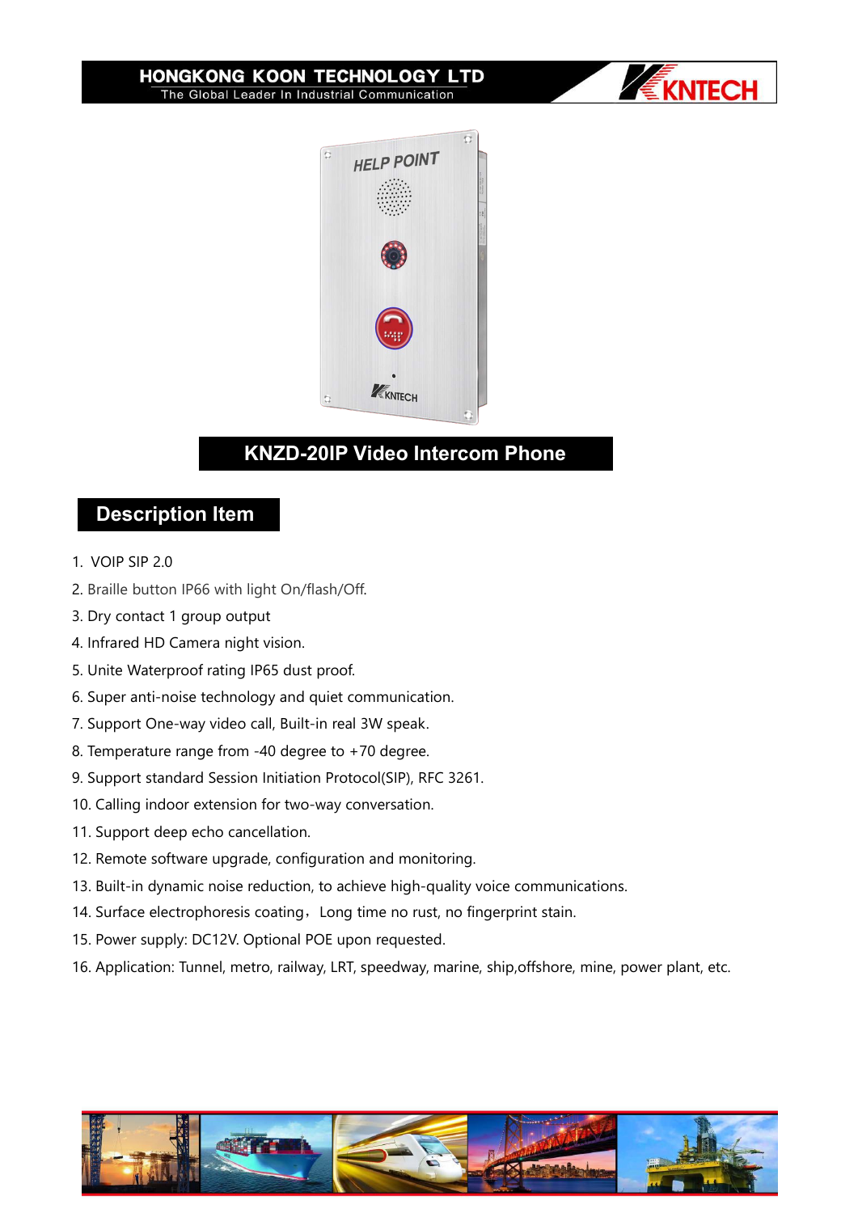HONGKONG KOON TECHNOLOGY LTD

The Global Leader In Industrial Communication

# KNZD-20IP Video Intercom Phone

## Description Item

1. VOIP SIP 2.0
2. Braille button IP66 with light On/flash/Off.
3. Dry contact 1 group output
4. Infrared HD Camera night vision.
5. Unite Waterproof rating IP65 dust proof.
6. Super anti-noise technology and quiet communication.
7. Support One-way video call, Built-in real 3W speak.
8. Temperature range from -40 degree to +70 degree.
9. Support standard Session Initiation Protocol(SIP), RFC 3261.
10. Calling indoor extension for two-way conversation.
11. Support deep echo cancellation.
12. Remote software upgrade, configuration and monitoring.
13. Built-in dynamic noise reduction, to achieve high-quality voice communications.
14. Surface electrophoresis coating，Long time no rust, no fingerprint stain.
15. Power supply: DC12V. Optional POE upon requested.
16. Application: Tunnel, metro, railway, LRT, speedway, marine, ship,offshore, mine, power plant, etc.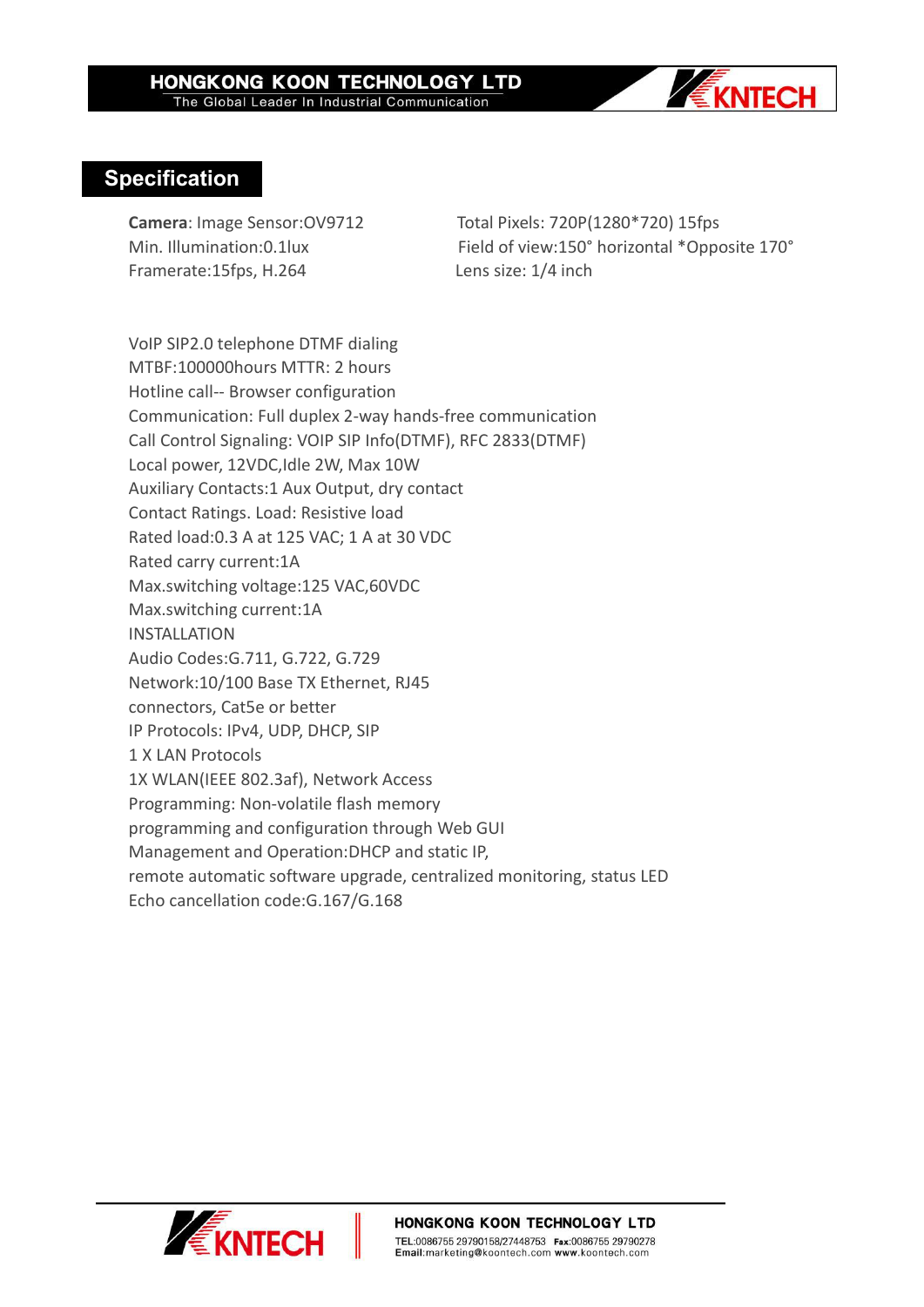## Specification

**Camera**: Image Sensor:OV9712
Min. Illumination:0.1lux
Framerate:15fps, H.264

Total Pixels: 720P(1280*720) 15fps
Field of view:150° horizontal *Opposite 170°
Lens size: 1/4 inch

VoIP SIP2.0 telephone DTMF dialing
MTBF:100000hours MTTR: 2 hours
Hotline call-- Browser configuration
Communication: Full duplex 2-way hands-free communication
Call Control Signaling: VOIP SIP Info(DTMF), RFC 2833(DTMF)
Local power, 12VDC,Idle 2W, Max 10W
Auxiliary Contacts:1 Aux Output, dry contact
Contact Ratings. Load: Resistive load
Rated load:0.3 A at 125 VAC; 1 A at 30 VDC
Rated carry current:1A
Max.switching voltage:125 VAC,60VDC
Max.switching current:1A
INSTALLATION
Audio Codes:G.711, G.722, G.729
Network:10/100 Base TX Ethernet, RJ45
connectors, Cat5e or better
IP Protocols: IPv4, UDP, DHCP, SIP
1 X LAN Protocols
1X WLAN(IEEE 802.3af), Network Access
Programming: Non-volatile flash memory
programming and configuration through Web GUI
Management and Operation:DHCP and static IP,
remote automatic software upgrade, centralized monitoring, status LED
Echo cancellation code:G.167/G.168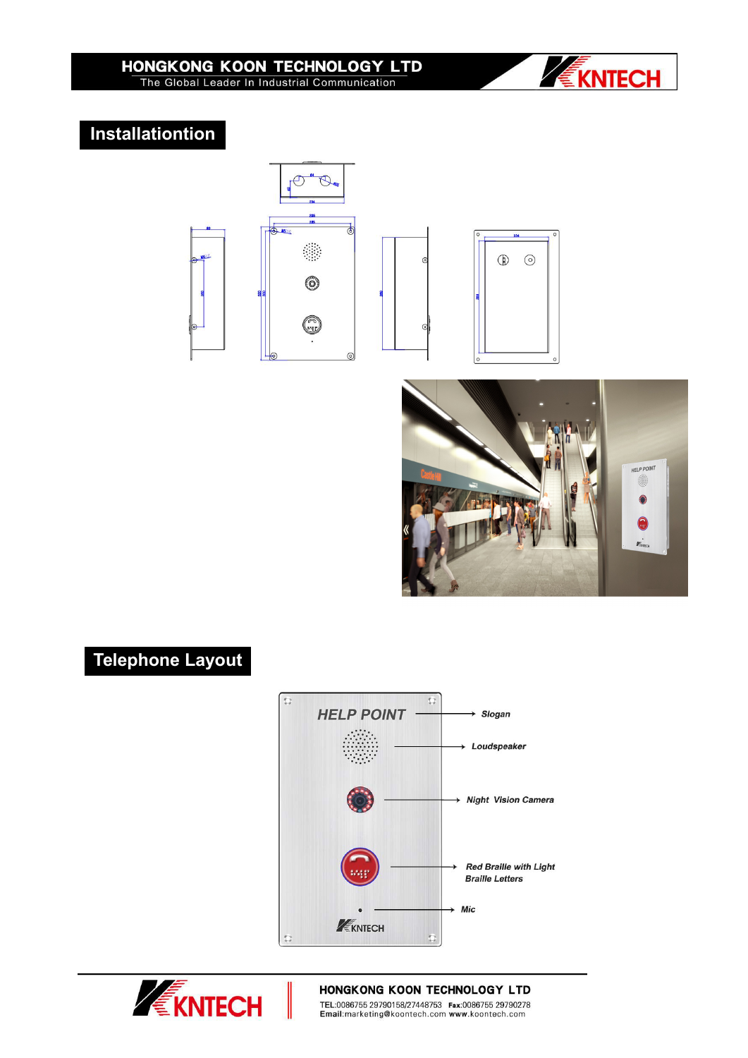## Installationtion

## Telephone Layout

HELP POINT → Slogan

→ Loudspeaker

→ Night Vision Camera

→ Red Braille with Light Braille Letters

→ Mic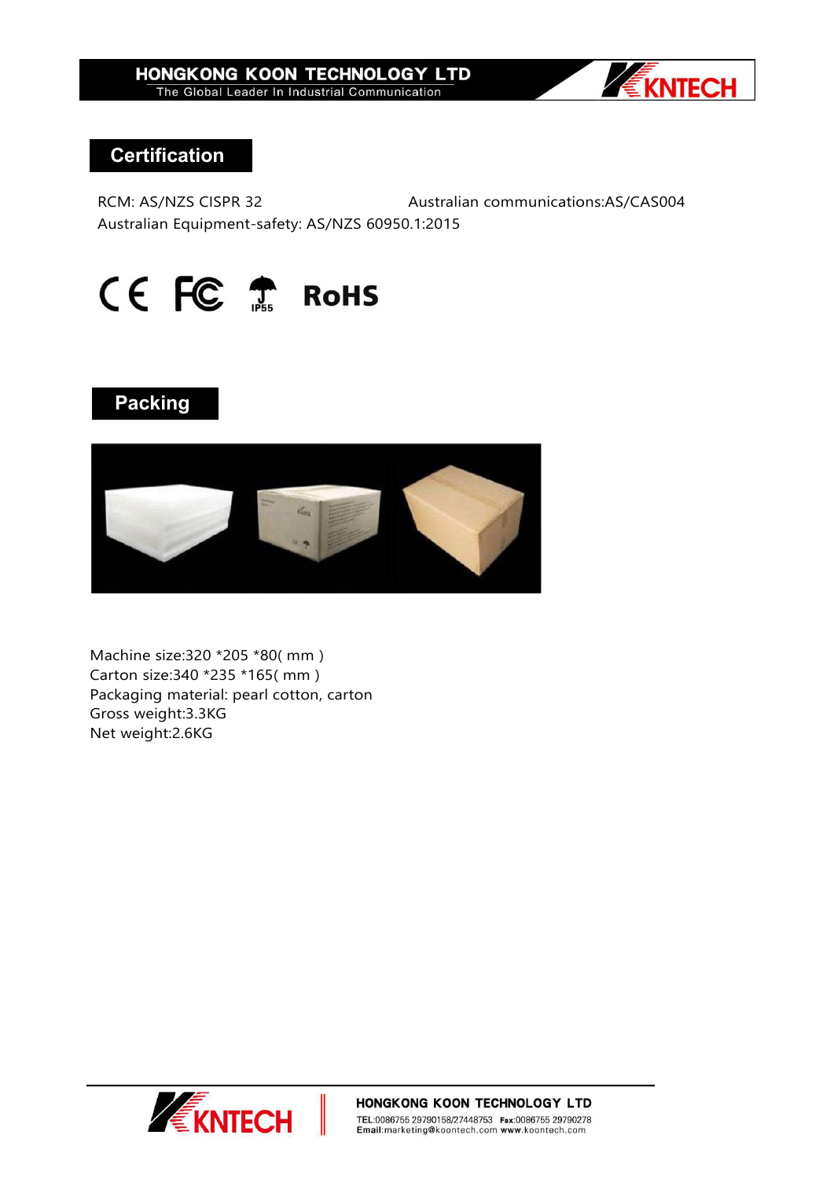## Certification

RCM: AS/NZS CISPR 32

Australian communications:AS/CAS004

Australian Equipment-safety: AS/NZS 60950.1:2015

CE FC IP55 RoHS

## Packing

Machine size:320 *205 *80( mm )
Carton size:340 *235 *165( mm )
Packaging material: pearl cotton, carton
Gross weight:3.3KG
Net weight:2.6KG